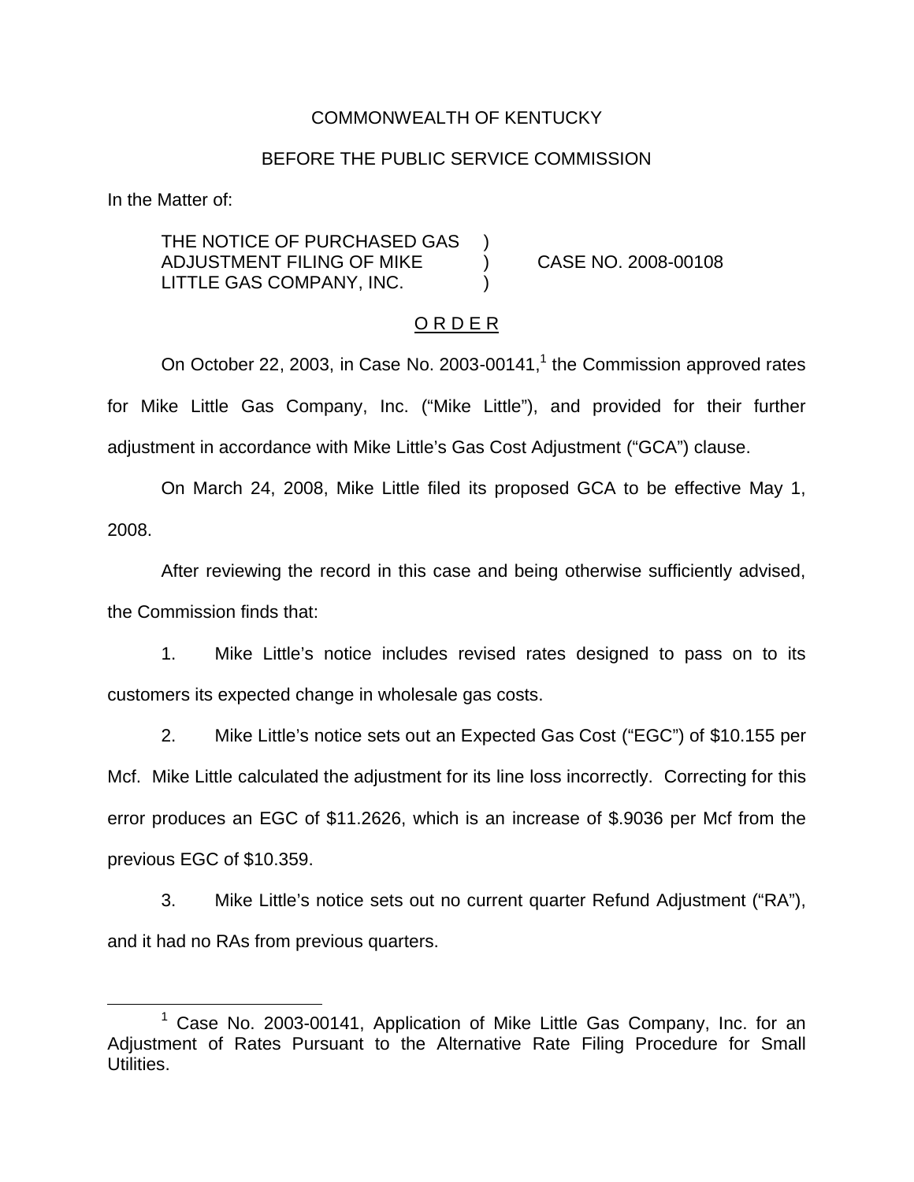COMMONWEALTH OF KENTUCKY

BEFORE THE PUBLIC SERVICE COMMISSION

In the Matter of:

THE NOTICE OF PURCHASED GAS ADJUSTMENT FILING OF MIKE LITTLE GAS COMPANY, INC. ) CASE NO. 2008-00108

O R D E R

On October 22, 2003, in Case No. 2003-00141,[1] the Commission approved rates for Mike Little Gas Company, Inc. ("Mike Little"), and provided for their further adjustment in accordance with Mike Little's Gas Cost Adjustment ("GCA") clause.

On March 24, 2008, Mike Little filed its proposed GCA to be effective May 1, 2008.

After reviewing the record in this case and being otherwise sufficiently advised, the Commission finds that:

1. Mike Little's notice includes revised rates designed to pass on to its customers its expected change in wholesale gas costs.

2. Mike Little's notice sets out an Expected Gas Cost ("EGC") of $10.155 per Mcf. Mike Little calculated the adjustment for its line loss incorrectly. Correcting for this error produces an EGC of $11.2626, which is an increase of $.9036 per Mcf from the previous EGC of $10.359.

3. Mike Little's notice sets out no current quarter Refund Adjustment ("RA"), and it had no RAs from previous quarters.

[1] Case No. 2003-00141, Application of Mike Little Gas Company, Inc. for an Adjustment of Rates Pursuant to the Alternative Rate Filing Procedure for Small Utilities.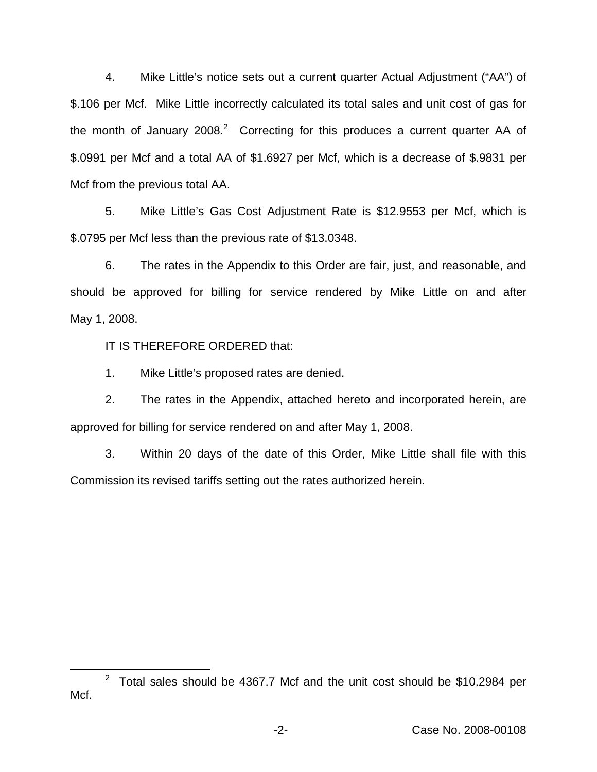4. Mike Little's notice sets out a current quarter Actual Adjustment ("AA") of \$.106 per Mcf. Mike Little incorrectly calculated its total sales and unit cost of gas for the month of January 2008.[2] Correcting for this produces a current quarter AA of \$.0991 per Mcf and a total AA of \$1.6927 per Mcf, which is a decrease of \$.9831 per Mcf from the previous total AA.

5. Mike Little's Gas Cost Adjustment Rate is \$12.9553 per Mcf, which is \$.0795 per Mcf less than the previous rate of \$13.0348.

6. The rates in the Appendix to this Order are fair, just, and reasonable, and should be approved for billing for service rendered by Mike Little on and after May 1, 2008.

IT IS THEREFORE ORDERED that:

1. Mike Little's proposed rates are denied.

2. The rates in the Appendix, attached hereto and incorporated herein, are approved for billing for service rendered on and after May 1, 2008.

3. Within 20 days of the date of this Order, Mike Little shall file with this Commission its revised tariffs setting out the rates authorized herein.

---

[2] Total sales should be 4367.7 Mcf and the unit cost should be \$10.2984 per Mcf.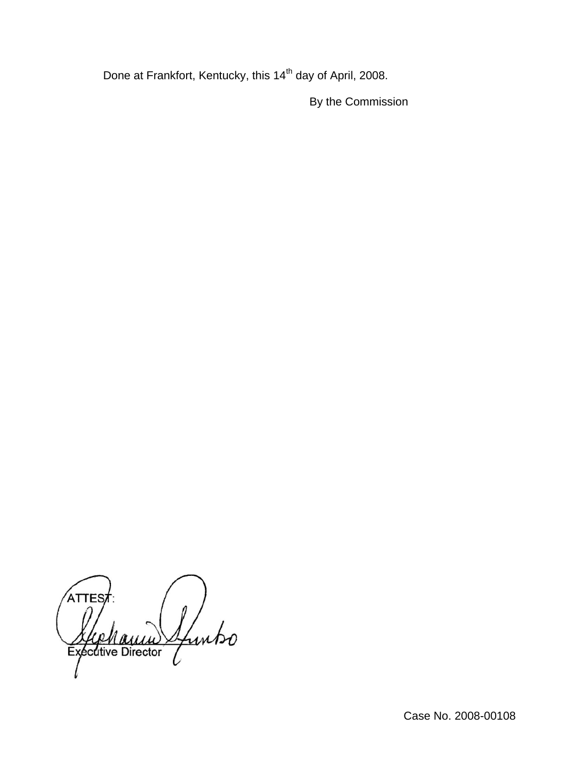Done at Frankfort, Kentucky, this 14th day of April, 2008.

By the Commission

ATTEST:

Executive Director

Case No. 2008-00108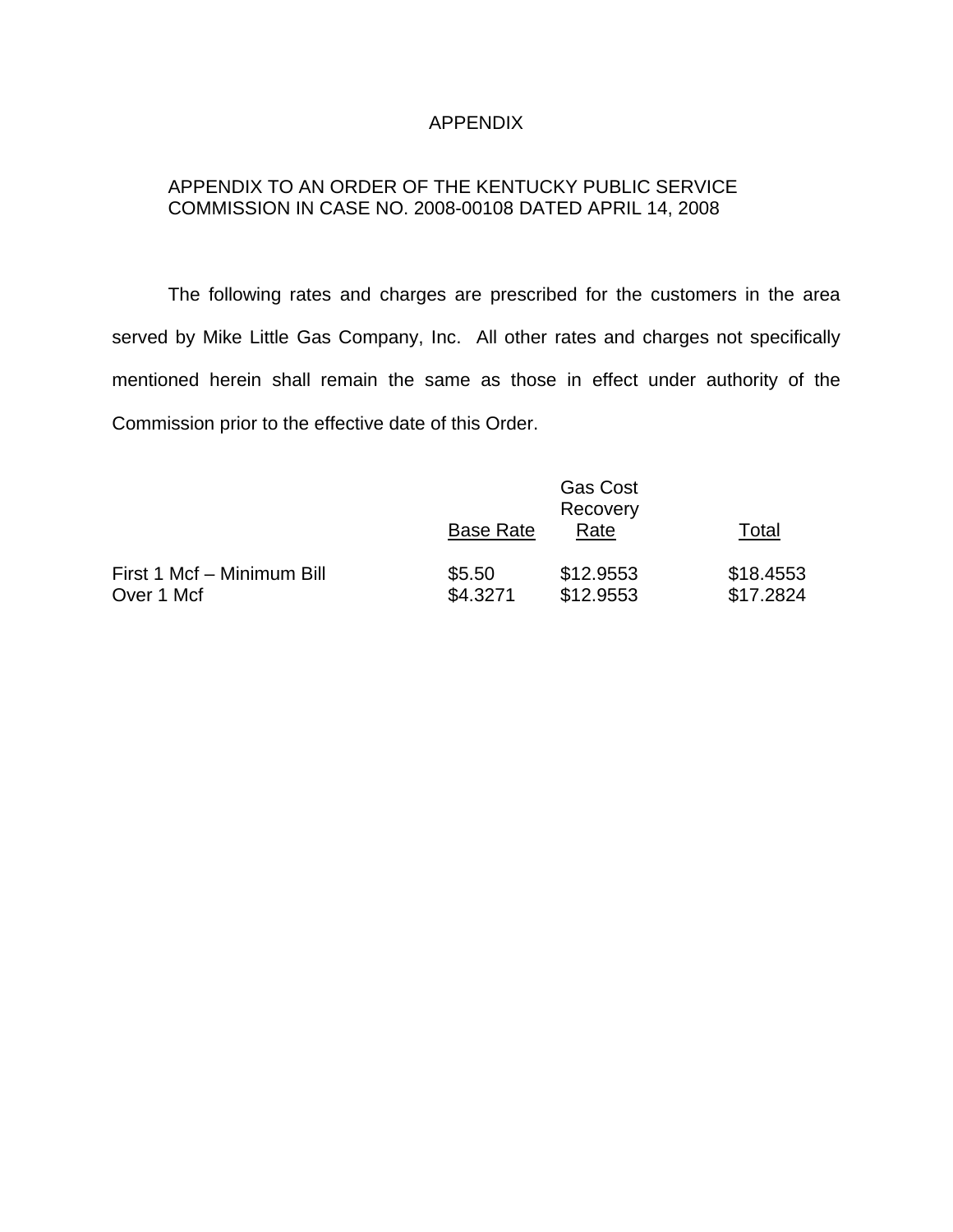# APPENDIX

APPENDIX TO AN ORDER OF THE KENTUCKY PUBLIC SERVICE COMMISSION IN CASE NO. 2008-00108 DATED APRIL 14, 2008

The following rates and charges are prescribed for the customers in the area served by Mike Little Gas Company, Inc. All other rates and charges not specifically mentioned herein shall remain the same as those in effect under authority of the Commission prior to the effective date of this Order.

| | Base Rate | Gas Cost Recovery Rate | Total |
|---|---|---|---|
| First 1 Mcf – Minimum Bill | $5.50 | $12.9553 | $18.4553 |
| Over 1 Mcf | $4.3271 | $12.9553 | $17.2824 |